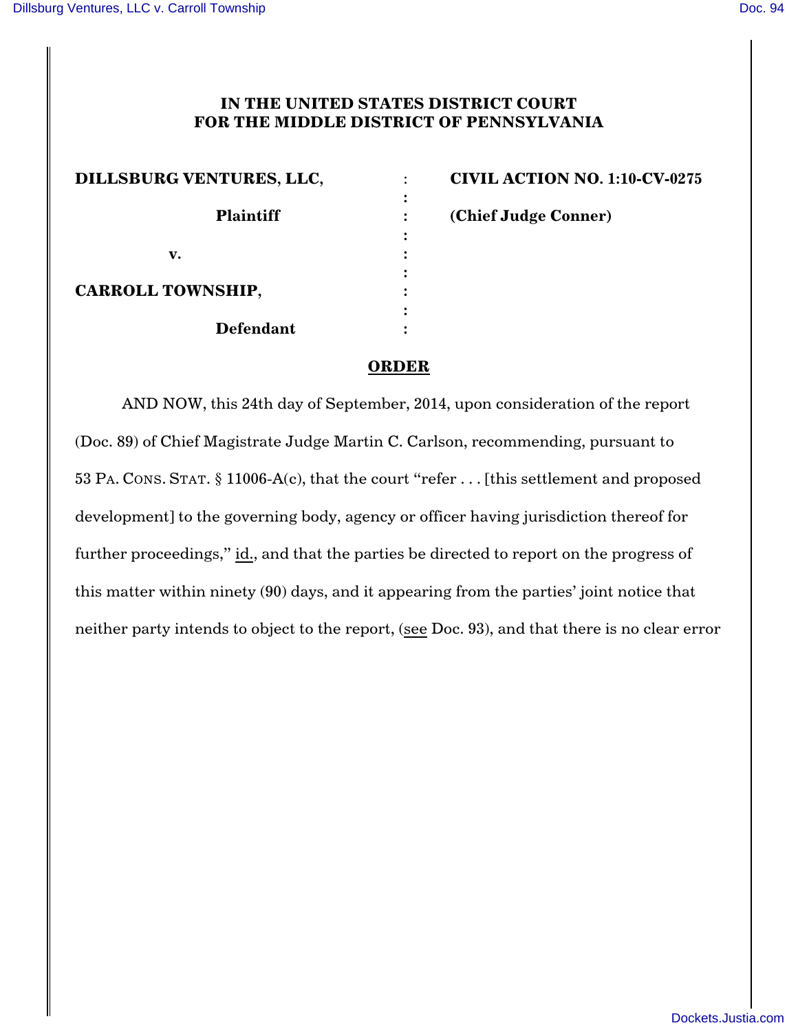# IN THE UNITED STATES DISTRICT COURT FOR THE MIDDLE DISTRICT OF PENNSYLVANIA

| | | |
|---|---|---|
| **DILLSBURG VENTURES, LLC,** | : | **CIVIL ACTION NO. 1:10-CV-0275** |
| **Plaintiff** | : | **(Chief Judge Conner)** |
| **v.** | : | |
| **CARROLL TOWNSHIP,** | : | |
| **Defendant** | : | |

## ORDER

AND NOW, this 24th day of September, 2014, upon consideration of the report (Doc. 89) of Chief Magistrate Judge Martin C. Carlson, recommending, pursuant to 53 PA. CONS. STAT. § 11006-A(c), that the court "refer . . . [this settlement and proposed development] to the governing body, agency or officer having jurisdiction thereof for further proceedings," id., and that the parties be directed to report on the progress of this matter within ninety (90) days, and it appearing from the parties' joint notice that neither party intends to object to the report, (see Doc. 93), and that there is no clear error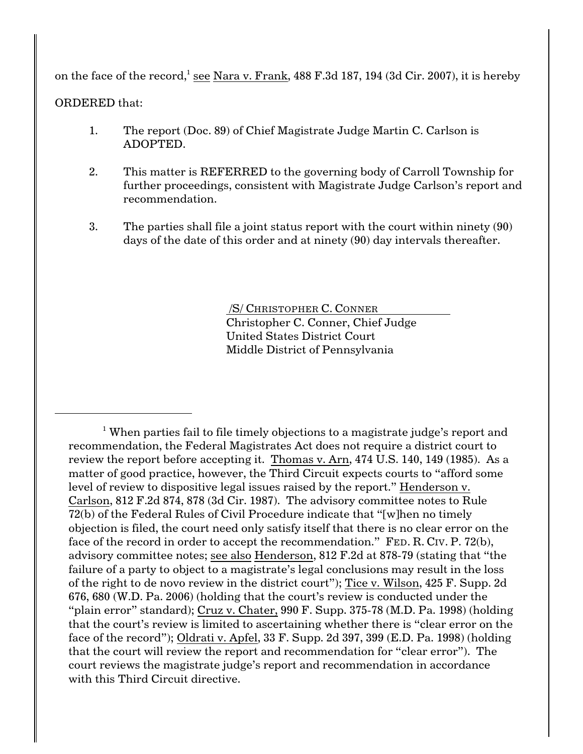on the face of the record,[1] see Nara v. Frank, 488 F.3d 187, 194 (3d Cir. 2007), it is hereby ORDERED that:

1. The report (Doc. 89) of Chief Magistrate Judge Martin C. Carlson is ADOPTED.

2. This matter is REFERRED to the governing body of Carroll Township for further proceedings, consistent with Magistrate Judge Carlson's report and recommendation.

3. The parties shall file a joint status report with the court within ninety (90) days of the date of this order and at ninety (90) day intervals thereafter.

/S/ CHRISTOPHER C. CONNER
Christopher C. Conner, Chief Judge
United States District Court
Middle District of Pennsylvania

---

[1] When parties fail to file timely objections to a magistrate judge's report and recommendation, the Federal Magistrates Act does not require a district court to review the report before accepting it. Thomas v. Arn, 474 U.S. 140, 149 (1985). As a matter of good practice, however, the Third Circuit expects courts to "afford some level of review to dispositive legal issues raised by the report." Henderson v. Carlson, 812 F.2d 874, 878 (3d Cir. 1987). The advisory committee notes to Rule 72(b) of the Federal Rules of Civil Procedure indicate that "[w]hen no timely objection is filed, the court need only satisfy itself that there is no clear error on the face of the record in order to accept the recommendation." FED. R. CIV. P. 72(b), advisory committee notes; see also Henderson, 812 F.2d at 878-79 (stating that "the failure of a party to object to a magistrate's legal conclusions may result in the loss of the right to de novo review in the district court"); Tice v. Wilson, 425 F. Supp. 2d 676, 680 (W.D. Pa. 2006) (holding that the court's review is conducted under the "plain error" standard); Cruz v. Chater, 990 F. Supp. 375-78 (M.D. Pa. 1998) (holding that the court's review is limited to ascertaining whether there is "clear error on the face of the record"); Oldrati v. Apfel, 33 F. Supp. 2d 397, 399 (E.D. Pa. 1998) (holding that the court will review the report and recommendation for "clear error"). The court reviews the magistrate judge's report and recommendation in accordance with this Third Circuit directive.